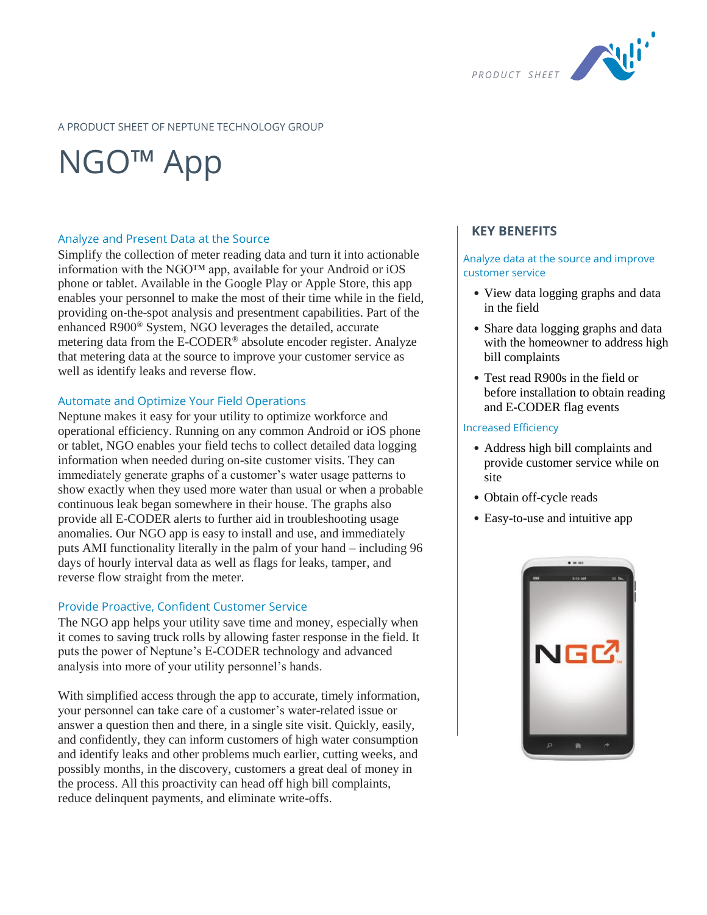PRODUCT SHEET

A PRODUCT SHEET OF NEPTUNE TECHNOLOGY GROUP

# NGO™ App

### Analyze and Present Data at the Source

Simplify the collection of meter reading data and turn it into actionable information with the NGO™ app, available for your Android or iOS phone or tablet. Available in the Google Play or Apple Store, this app enables your personnel to make the most of their time while in the field, providing on-the-spot analysis and presentment capabilities. Part of the enhanced R900® System, NGO leverages the detailed, accurate metering data from the E-CODER® absolute encoder register. Analyze that metering data at the source to improve your customer service as well as identify leaks and reverse flow.

### Automate and Optimize Your Field Operations

Neptune makes it easy for your utility to optimize workforce and operational efficiency. Running on any common Android or iOS phone or tablet, NGO enables your field techs to collect detailed data logging information when needed during on-site customer visits. They can immediately generate graphs of a customer's water usage patterns to show exactly when they used more water than usual or when a probable continuous leak began somewhere in their house. The graphs also provide all E-CODER alerts to further aid in troubleshooting usage anomalies. Our NGO app is easy to install and use, and immediately puts AMI functionality literally in the palm of your hand – including 96 days of hourly interval data as well as flags for leaks, tamper, and reverse flow straight from the meter.

### Provide Proactive, Confident Customer Service

The NGO app helps your utility save time and money, especially when it comes to saving truck rolls by allowing faster response in the field. It puts the power of Neptune's E-CODER technology and advanced analysis into more of your utility personnel's hands.

With simplified access through the app to accurate, timely information, your personnel can take care of a customer's water-related issue or answer a question then and there, in a single site visit. Quickly, easily, and confidently, they can inform customers of high water consumption and identify leaks and other problems much earlier, cutting weeks, and possibly months, in the discovery, customers a great deal of money in the process. All this proactivity can head off high bill complaints, reduce delinquent payments, and eliminate write-offs.

## KEY BENEFITS

### Analyze data at the source and improve customer service

- View data logging graphs and data in the field
- Share data logging graphs and data with the homeowner to address high bill complaints
- Test read R900s in the field or before installation to obtain reading and E-CODER flag events

### Increased Efficiency

- Address high bill complaints and provide customer service while on site
- Obtain off-cycle reads
- Easy-to-use and intuitive app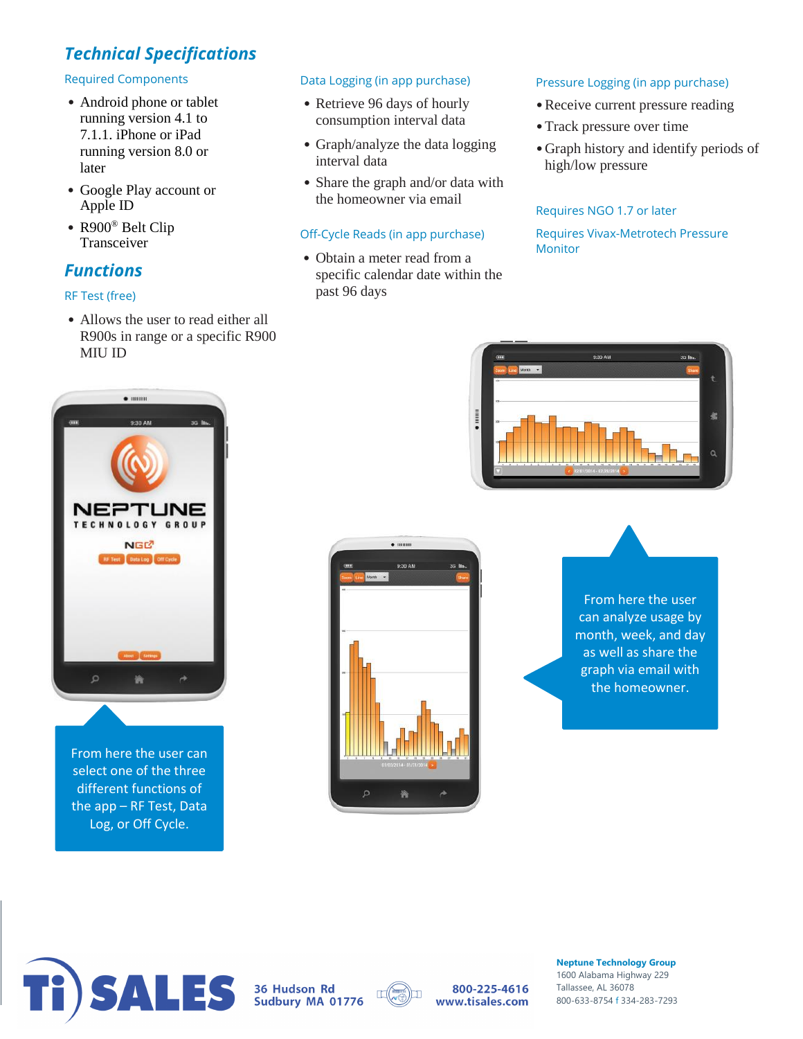## Technical Specifications

### Required Components

- Android phone or tablet running version 4.1 to 7.1.1. iPhone or iPad running version 8.0 or later
- Google Play account or Apple ID
- R900® Belt Clip Transceiver

## Functions

### RF Test (free)

- Allows the user to read either all R900s in range or a specific R900 MIU ID

### Data Logging (in app purchase)

- Retrieve 96 days of hourly consumption interval data
- Graph/analyze the data logging interval data
- Share the graph and/or data with the homeowner via email

### Off-Cycle Reads (in app purchase)

- Obtain a meter read from a specific calendar date within the past 96 days

### Pressure Logging (in app purchase)

- Receive current pressure reading
- Track pressure over time
- Graph history and identify periods of high/low pressure

Requires NGO 1.7 or later

Requires Vivax-Metrotech Pressure Monitor

From here the user can select one of the three different functions of the app – RF Test, Data Log, or Off Cycle.

From here the user can analyze usage by month, week, and day as well as share the graph via email with the homeowner.

Ti SALES
36 Hudson Rd
Sudbury MA 01776
800-225-4616
www.tisales.com

**Neptune Technology Group**
1600 Alabama Highway 229
Tallassee, AL 36078
800-633-8754 f 334-283-7293